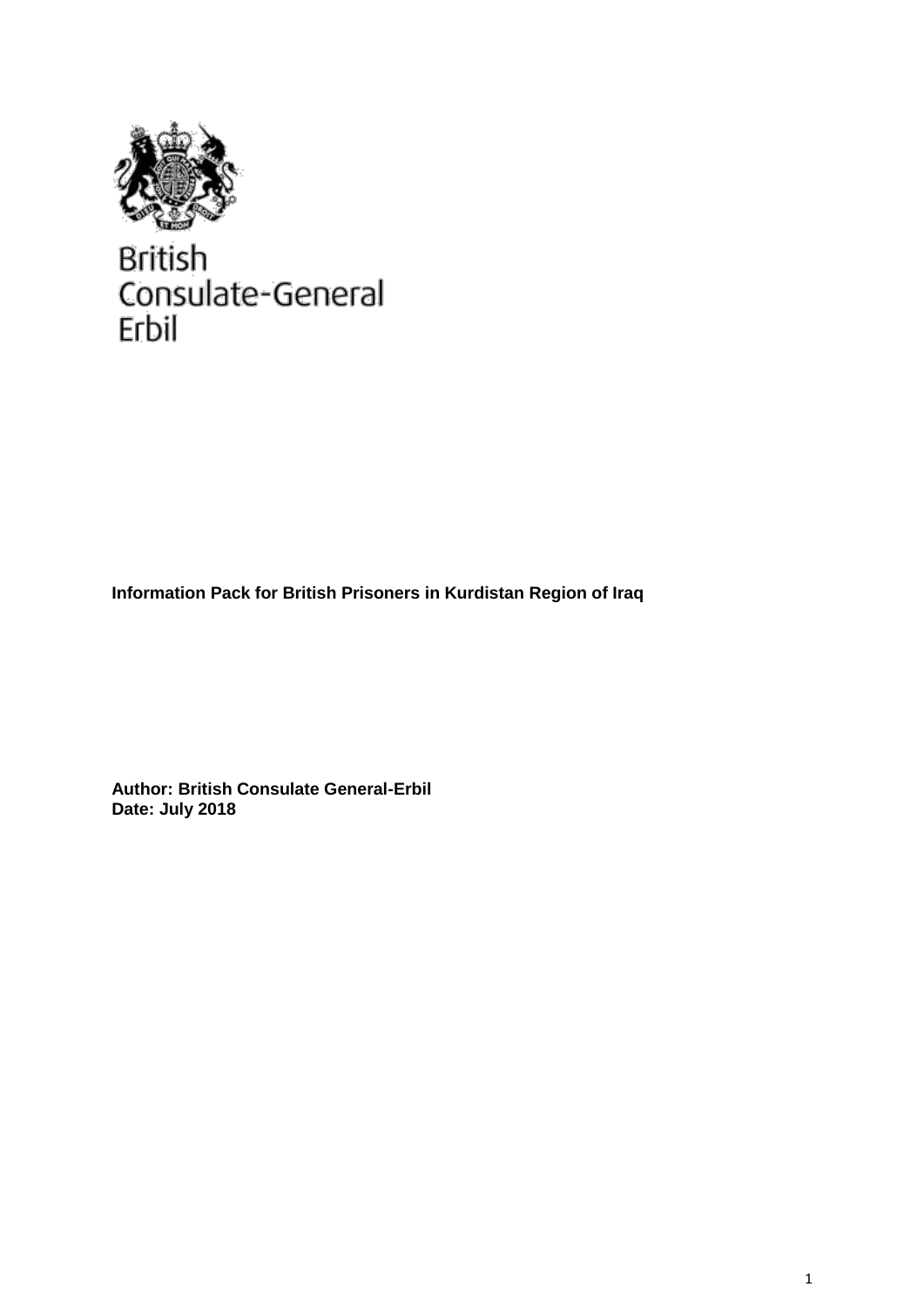British
Consulate-General
Erbil

**Information Pack for British Prisoners in Kurdistan Region of Iraq**

**Author: British Consulate General-Erbil**
**Date: July 2018**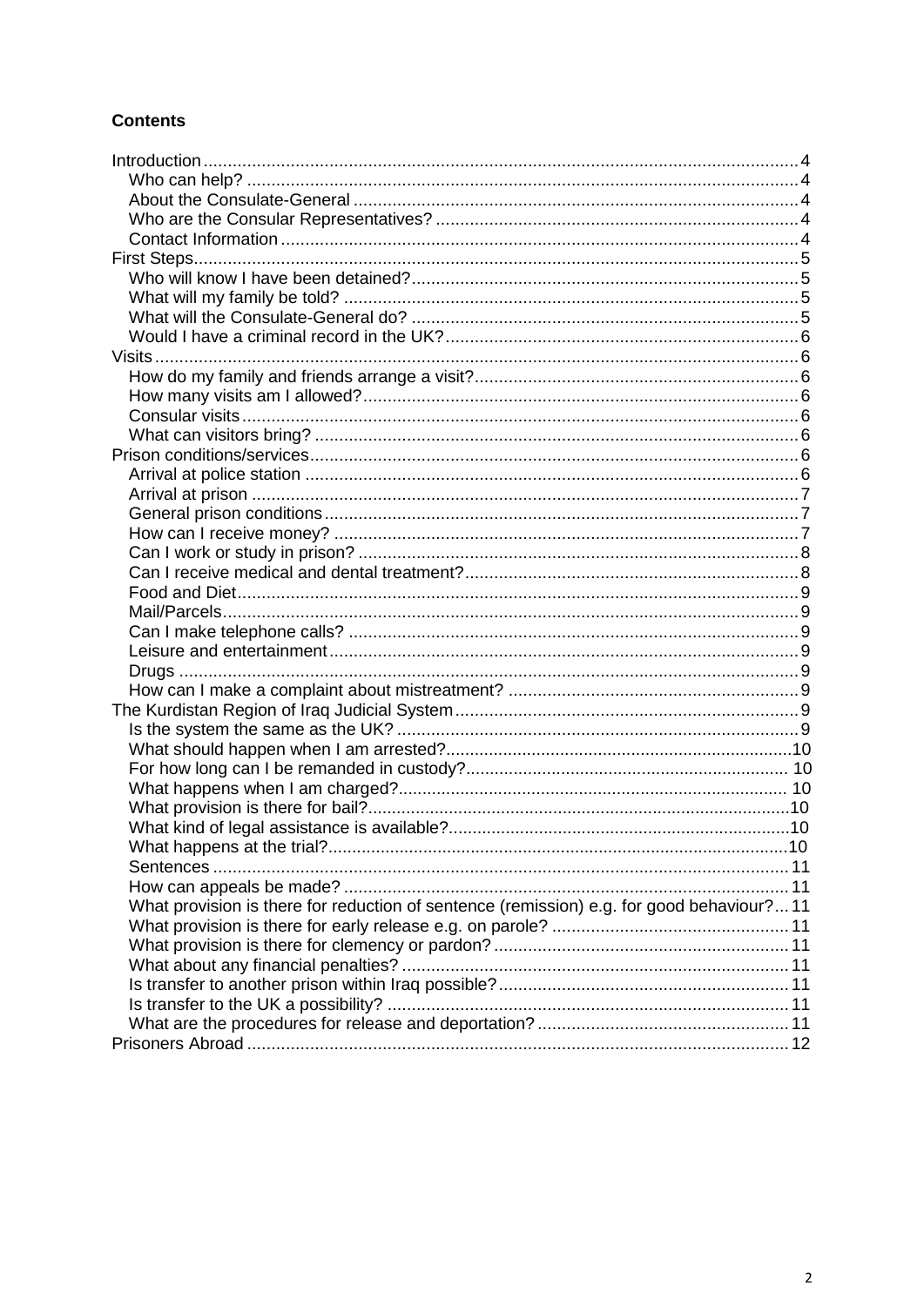**Contents**

- Introduction ... 4
  - Who can help? ... 4
  - About the Consulate-General ... 4
  - Who are the Consular Representatives? ... 4
  - Contact Information ... 4
- First Steps ... 5
  - Who will know I have been detained? ... 5
  - What will my family be told? ... 5
  - What will the Consulate-General do? ... 5
  - Would I have a criminal record in the UK? ... 6
- Visits ... 6
  - How do my family and friends arrange a visit? ... 6
  - How many visits am I allowed? ... 6
  - Consular visits ... 6
  - What can visitors bring? ... 6
- Prison conditions/services ... 6
  - Arrival at police station ... 6
  - Arrival at prison ... 7
  - General prison conditions ... 7
  - How can I receive money? ... 7
  - Can I work or study in prison? ... 8
  - Can I receive medical and dental treatment? ... 8
  - Food and Diet ... 9
  - Mail/Parcels ... 9
  - Can I make telephone calls? ... 9
  - Leisure and entertainment ... 9
  - Drugs ... 9
  - How can I make a complaint about mistreatment? ... 9
- The Kurdistan Region of Iraq Judicial System ... 9
  - Is the system the same as the UK? ... 9
  - What should happen when I am arrested? ... 10
  - For how long can I be remanded in custody? ... 10
  - What happens when I am charged? ... 10
  - What provision is there for bail? ... 10
  - What kind of legal assistance is available? ... 10
  - What happens at the trial? ... 10
  - Sentences ... 11
  - How can appeals be made? ... 11
  - What provision is there for reduction of sentence (remission) e.g. for good behaviour? ... 11
  - What provision is there for early release e.g. on parole? ... 11
  - What provision is there for clemency or pardon? ... 11
  - What about any financial penalties? ... 11
  - Is transfer to another prison within Iraq possible? ... 11
  - Is transfer to the UK a possibility? ... 11
  - What are the procedures for release and deportation? ... 11
- Prisoners Abroad ... 12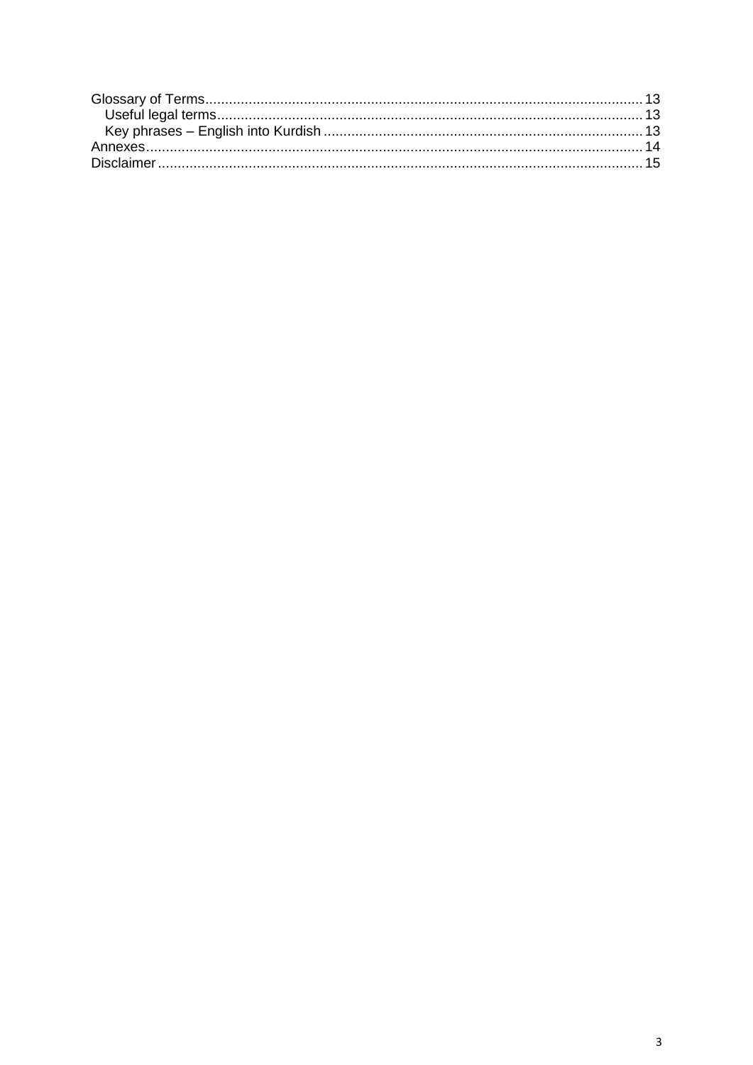Glossary of Terms .......... 13
- Useful legal terms .......... 13
- Key phrases – English into Kurdish .......... 13

Annexes .......... 14

Disclaimer .......... 15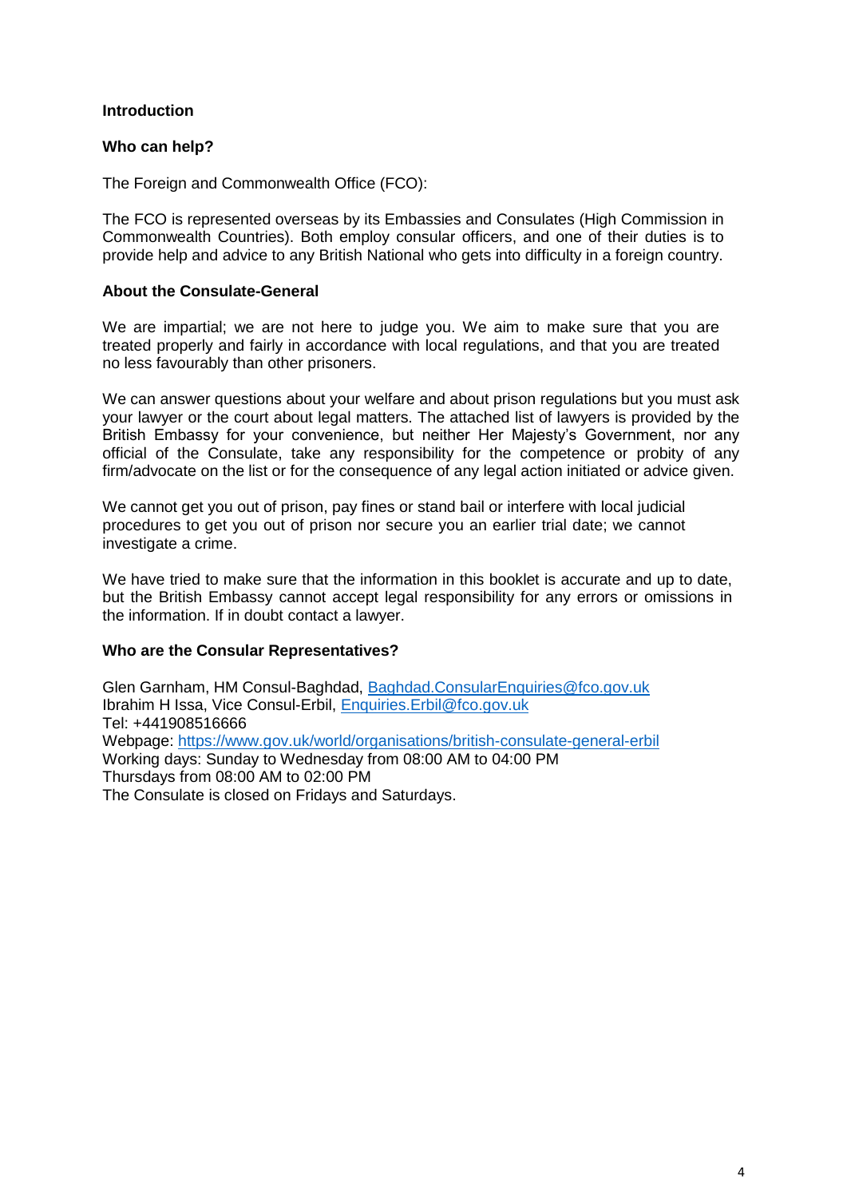## Introduction

### Who can help?

The Foreign and Commonwealth Office (FCO):

The FCO is represented overseas by its Embassies and Consulates (High Commission in Commonwealth Countries). Both employ consular officers, and one of their duties is to provide help and advice to any British National who gets into difficulty in a foreign country.

### About the Consulate-General

We are impartial; we are not here to judge you. We aim to make sure that you are treated properly and fairly in accordance with local regulations, and that you are treated no less favourably than other prisoners.

We can answer questions about your welfare and about prison regulations but you must ask your lawyer or the court about legal matters. The attached list of lawyers is provided by the British Embassy for your convenience, but neither Her Majesty's Government, nor any official of the Consulate, take any responsibility for the competence or probity of any firm/advocate on the list or for the consequence of any legal action initiated or advice given.

We cannot get you out of prison, pay fines or stand bail or interfere with local judicial procedures to get you out of prison nor secure you an earlier trial date; we cannot investigate a crime.

We have tried to make sure that the information in this booklet is accurate and up to date, but the British Embassy cannot accept legal responsibility for any errors or omissions in the information. If in doubt contact a lawyer.

### Who are the Consular Representatives?

Glen Garnham, HM Consul-Baghdad, Baghdad.ConsularEnquiries@fco.gov.uk
Ibrahim H Issa, Vice Consul-Erbil, Enquiries.Erbil@fco.gov.uk
Tel: +441908516666
Webpage: https://www.gov.uk/world/organisations/british-consulate-general-erbil
Working days: Sunday to Wednesday from 08:00 AM to 04:00 PM
Thursdays from 08:00 AM to 02:00 PM
The Consulate is closed on Fridays and Saturdays.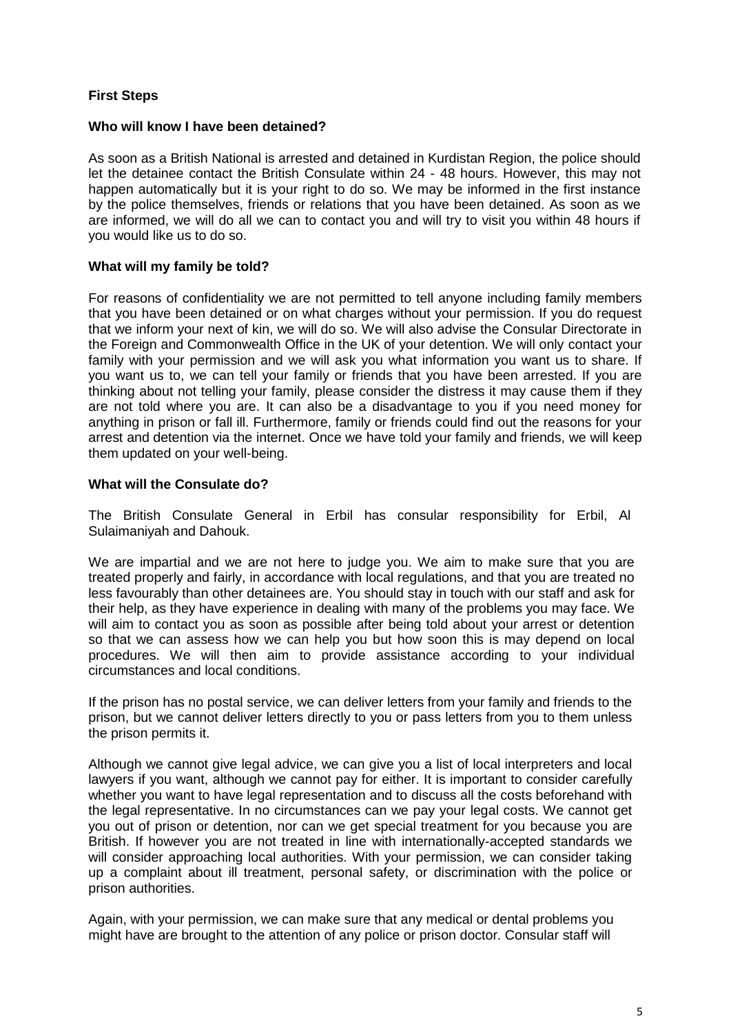**First Steps**

**Who will know I have been detained?**

As soon as a British National is arrested and detained in Kurdistan Region, the police should let the detainee contact the British Consulate within 24 - 48 hours. However, this may not happen automatically but it is your right to do so. We may be informed in the first instance by the police themselves, friends or relations that you have been detained. As soon as we are informed, we will do all we can to contact you and will try to visit you within 48 hours if you would like us to do so.

**What will my family be told?**

For reasons of confidentiality we are not permitted to tell anyone including family members that you have been detained or on what charges without your permission. If you do request that we inform your next of kin, we will do so. We will also advise the Consular Directorate in the Foreign and Commonwealth Office in the UK of your detention. We will only contact your family with your permission and we will ask you what information you want us to share. If you want us to, we can tell your family or friends that you have been arrested. If you are thinking about not telling your family, please consider the distress it may cause them if they are not told where you are. It can also be a disadvantage to you if you need money for anything in prison or fall ill. Furthermore, family or friends could find out the reasons for your arrest and detention via the internet. Once we have told your family and friends, we will keep them updated on your well-being.

**What will the Consulate do?**

The British Consulate General in Erbil has consular responsibility for Erbil, Al Sulaimaniyah and Dahouk.

We are impartial and we are not here to judge you. We aim to make sure that you are treated properly and fairly, in accordance with local regulations, and that you are treated no less favourably than other detainees are. You should stay in touch with our staff and ask for their help, as they have experience in dealing with many of the problems you may face. We will aim to contact you as soon as possible after being told about your arrest or detention so that we can assess how we can help you but how soon this is may depend on local procedures. We will then aim to provide assistance according to your individual circumstances and local conditions.

If the prison has no postal service, we can deliver letters from your family and friends to the prison, but we cannot deliver letters directly to you or pass letters from you to them unless the prison permits it.

Although we cannot give legal advice, we can give you a list of local interpreters and local lawyers if you want, although we cannot pay for either. It is important to consider carefully whether you want to have legal representation and to discuss all the costs beforehand with the legal representative. In no circumstances can we pay your legal costs. We cannot get you out of prison or detention, nor can we get special treatment for you because you are British. If however you are not treated in line with internationally-accepted standards we will consider approaching local authorities. With your permission, we can consider taking up a complaint about ill treatment, personal safety, or discrimination with the police or prison authorities.

Again, with your permission, we can make sure that any medical or dental problems you might have are brought to the attention of any police or prison doctor. Consular staff will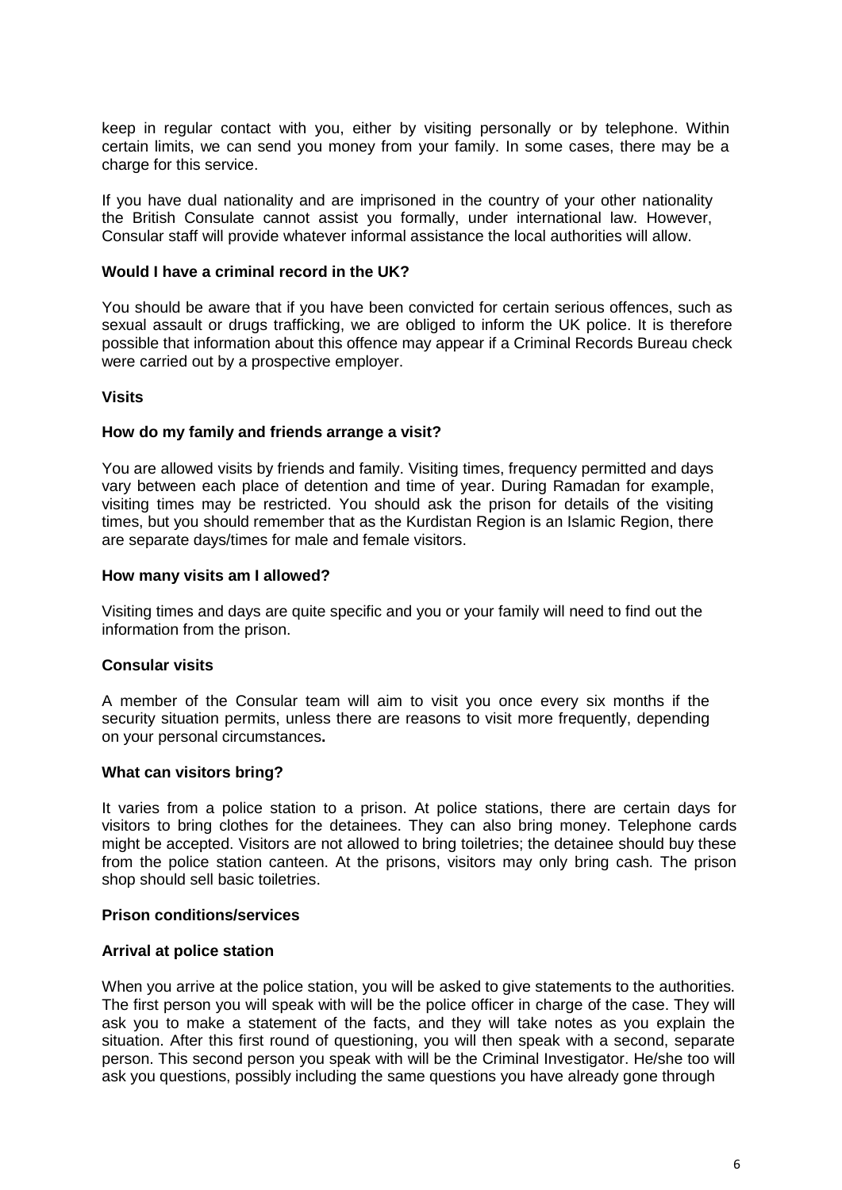keep in regular contact with you, either by visiting personally or by telephone. Within certain limits, we can send you money from your family. In some cases, there may be a charge for this service.

If you have dual nationality and are imprisoned in the country of your other nationality the British Consulate cannot assist you formally, under international law. However, Consular staff will provide whatever informal assistance the local authorities will allow.

**Would I have a criminal record in the UK?**

You should be aware that if you have been convicted for certain serious offences, such as sexual assault or drugs trafficking, we are obliged to inform the UK police. It is therefore possible that information about this offence may appear if a Criminal Records Bureau check were carried out by a prospective employer.

## Visits

**How do my family and friends arrange a visit?**

You are allowed visits by friends and family. Visiting times, frequency permitted and days vary between each place of detention and time of year. During Ramadan for example, visiting times may be restricted. You should ask the prison for details of the visiting times, but you should remember that as the Kurdistan Region is an Islamic Region, there are separate days/times for male and female visitors.

**How many visits am I allowed?**

Visiting times and days are quite specific and you or your family will need to find out the information from the prison.

**Consular visits**

A member of the Consular team will aim to visit you once every six months if the security situation permits, unless there are reasons to visit more frequently, depending on your personal circumstances**.**

**What can visitors bring?**

It varies from a police station to a prison. At police stations, there are certain days for visitors to bring clothes for the detainees. They can also bring money. Telephone cards might be accepted. Visitors are not allowed to bring toiletries; the detainee should buy these from the police station canteen. At the prisons, visitors may only bring cash. The prison shop should sell basic toiletries.

## Prison conditions/services

**Arrival at police station**

When you arrive at the police station, you will be asked to give statements to the authorities. The first person you will speak with will be the police officer in charge of the case. They will ask you to make a statement of the facts, and they will take notes as you explain the situation. After this first round of questioning, you will then speak with a second, separate person. This second person you speak with will be the Criminal Investigator. He/she too will ask you questions, possibly including the same questions you have already gone through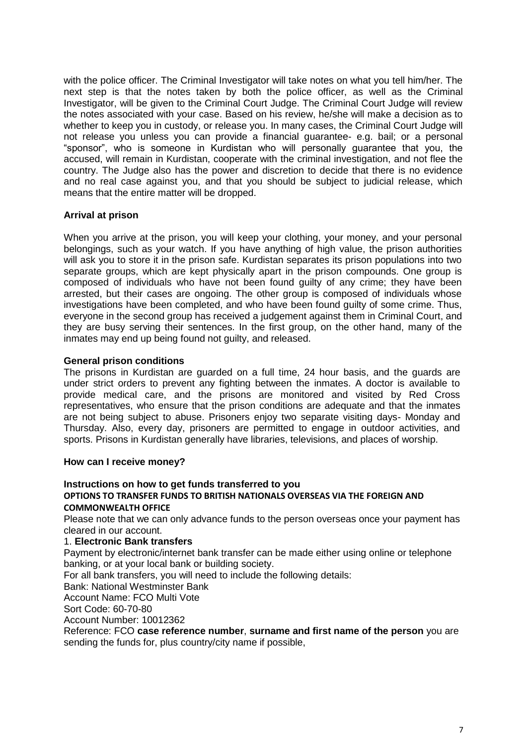with the police officer. The Criminal Investigator will take notes on what you tell him/her. The next step is that the notes taken by both the police officer, as well as the Criminal Investigator, will be given to the Criminal Court Judge. The Criminal Court Judge will review the notes associated with your case. Based on his review, he/she will make a decision as to whether to keep you in custody, or release you. In many cases, the Criminal Court Judge will not release you unless you can provide a financial guarantee- e.g. bail; or a personal "sponsor", who is someone in Kurdistan who will personally guarantee that you, the accused, will remain in Kurdistan, cooperate with the criminal investigation, and not flee the country. The Judge also has the power and discretion to decide that there is no evidence and no real case against you, and that you should be subject to judicial release, which means that the entire matter will be dropped.

**Arrival at prison**

When you arrive at the prison, you will keep your clothing, your money, and your personal belongings, such as your watch. If you have anything of high value, the prison authorities will ask you to store it in the prison safe. Kurdistan separates its prison populations into two separate groups, which are kept physically apart in the prison compounds. One group is composed of individuals who have not been found guilty of any crime; they have been arrested, but their cases are ongoing. The other group is composed of individuals whose investigations have been completed, and who have been found guilty of some crime. Thus, everyone in the second group has received a judgement against them in Criminal Court, and they are busy serving their sentences. In the first group, on the other hand, many of the inmates may end up being found not guilty, and released.

**General prison conditions**

The prisons in Kurdistan are guarded on a full time, 24 hour basis, and the guards are under strict orders to prevent any fighting between the inmates. A doctor is available to provide medical care, and the prisons are monitored and visited by Red Cross representatives, who ensure that the prison conditions are adequate and that the inmates are not being subject to abuse. Prisoners enjoy two separate visiting days- Monday and Thursday. Also, every day, prisoners are permitted to engage in outdoor activities, and sports. Prisons in Kurdistan generally have libraries, televisions, and places of worship.

**How can I receive money?**

**Instructions on how to get funds transferred to you**

**OPTIONS TO TRANSFER FUNDS TO BRITISH NATIONALS OVERSEAS VIA THE FOREIGN AND COMMONWEALTH OFFICE**

Please note that we can only advance funds to the person overseas once your payment has cleared in our account.

1. **Electronic Bank transfers**

Payment by electronic/internet bank transfer can be made either using online or telephone banking, or at your local bank or building society.

For all bank transfers, you will need to include the following details:

Bank: National Westminster Bank
Account Name: FCO Multi Vote
Sort Code: 60-70-80
Account Number: 10012362
Reference: FCO **case reference number**, **surname and first name of the person** you are sending the funds for, plus country/city name if possible,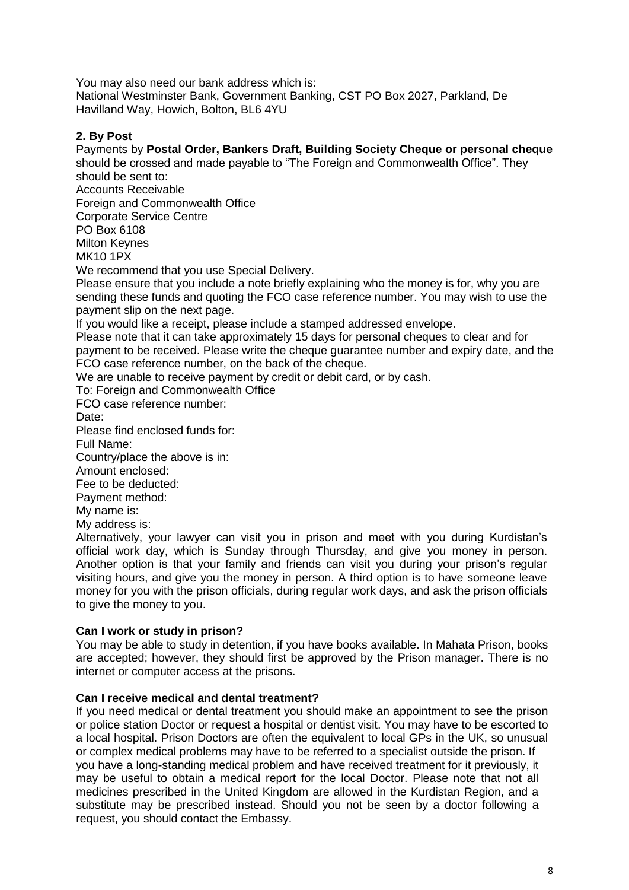You may also need our bank address which is:
National Westminster Bank, Government Banking, CST PO Box 2027, Parkland, De Havilland Way, Howich, Bolton, BL6 4YU

**2. By Post**

Payments by **Postal Order, Bankers Draft, Building Society Cheque or personal cheque** should be crossed and made payable to "The Foreign and Commonwealth Office". They should be sent to:

Accounts Receivable
Foreign and Commonwealth Office
Corporate Service Centre
PO Box 6108
Milton Keynes
MK10 1PX

We recommend that you use Special Delivery.

Please ensure that you include a note briefly explaining who the money is for, why you are sending these funds and quoting the FCO case reference number. You may wish to use the payment slip on the next page.

If you would like a receipt, please include a stamped addressed envelope.

Please note that it can take approximately 15 days for personal cheques to clear and for payment to be received. Please write the cheque guarantee number and expiry date, and the FCO case reference number, on the back of the cheque.

We are unable to receive payment by credit or debit card, or by cash.

To: Foreign and Commonwealth Office
FCO case reference number:
Date:
Please find enclosed funds for:
Full Name:
Country/place the above is in:
Amount enclosed:
Fee to be deducted:
Payment method:
My name is:
My address is:

Alternatively, your lawyer can visit you in prison and meet with you during Kurdistan's official work day, which is Sunday through Thursday, and give you money in person. Another option is that your family and friends can visit you during your prison's regular visiting hours, and give you the money in person. A third option is to have someone leave money for you with the prison officials, during regular work days, and ask the prison officials to give the money to you.

**Can I work or study in prison?**

You may be able to study in detention, if you have books available. In Mahata Prison, books are accepted; however, they should first be approved by the Prison manager. There is no internet or computer access at the prisons.

**Can I receive medical and dental treatment?**

If you need medical or dental treatment you should make an appointment to see the prison or police station Doctor or request a hospital or dentist visit. You may have to be escorted to a local hospital. Prison Doctors are often the equivalent to local GPs in the UK, so unusual or complex medical problems may have to be referred to a specialist outside the prison. If you have a long-standing medical problem and have received treatment for it previously, it may be useful to obtain a medical report for the local Doctor. Please note that not all medicines prescribed in the United Kingdom are allowed in the Kurdistan Region, and a substitute may be prescribed instead. Should you not be seen by a doctor following a request, you should contact the Embassy.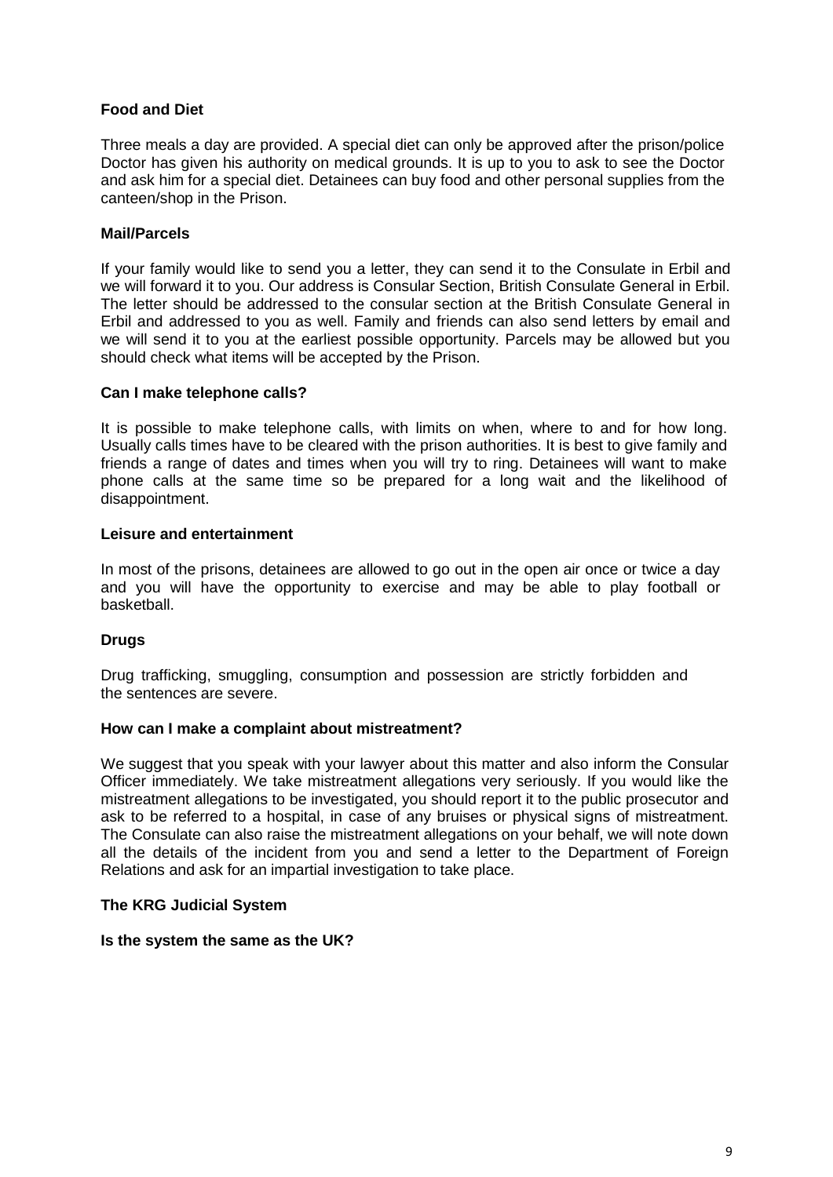**Food and Diet**

Three meals a day are provided. A special diet can only be approved after the prison/police Doctor has given his authority on medical grounds. It is up to you to ask to see the Doctor and ask him for a special diet. Detainees can buy food and other personal supplies from the canteen/shop in the Prison.

**Mail/Parcels**

If your family would like to send you a letter, they can send it to the Consulate in Erbil and we will forward it to you. Our address is Consular Section, British Consulate General in Erbil. The letter should be addressed to the consular section at the British Consulate General in Erbil and addressed to you as well. Family and friends can also send letters by email and we will send it to you at the earliest possible opportunity. Parcels may be allowed but you should check what items will be accepted by the Prison.

**Can I make telephone calls?**

It is possible to make telephone calls, with limits on when, where to and for how long. Usually calls times have to be cleared with the prison authorities. It is best to give family and friends a range of dates and times when you will try to ring. Detainees will want to make phone calls at the same time so be prepared for a long wait and the likelihood of disappointment.

**Leisure and entertainment**

In most of the prisons, detainees are allowed to go out in the open air once or twice a day and you will have the opportunity to exercise and may be able to play football or basketball.

**Drugs**

Drug trafficking, smuggling, consumption and possession are strictly forbidden and the sentences are severe.

**How can I make a complaint about mistreatment?**

We suggest that you speak with your lawyer about this matter and also inform the Consular Officer immediately. We take mistreatment allegations very seriously. If you would like the mistreatment allegations to be investigated, you should report it to the public prosecutor and ask to be referred to a hospital, in case of any bruises or physical signs of mistreatment. The Consulate can also raise the mistreatment allegations on your behalf, we will note down all the details of the incident from you and send a letter to the Department of Foreign Relations and ask for an impartial investigation to take place.

**The KRG Judicial System**

**Is the system the same as the UK?**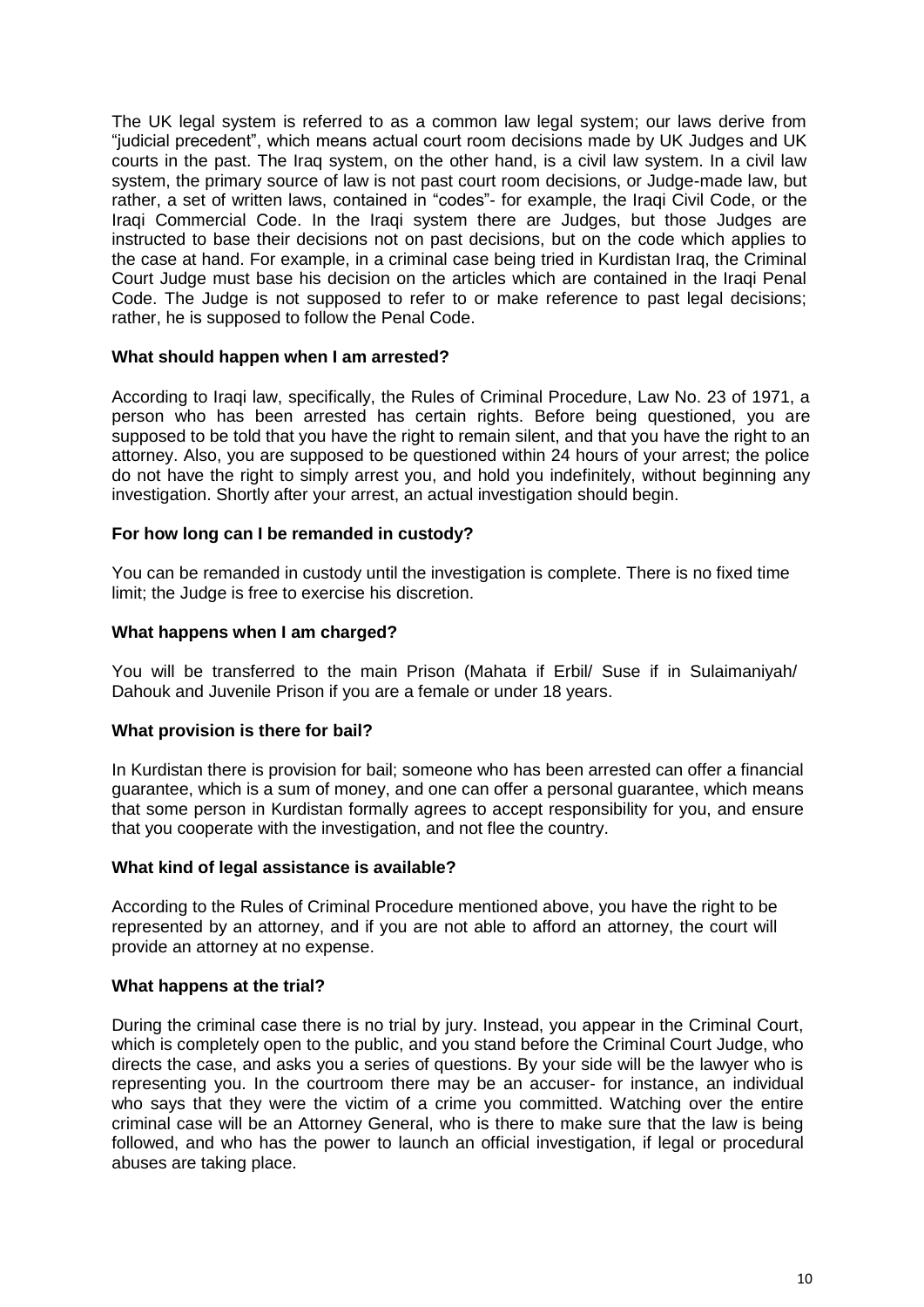The UK legal system is referred to as a common law legal system; our laws derive from "judicial precedent", which means actual court room decisions made by UK Judges and UK courts in the past. The Iraq system, on the other hand, is a civil law system. In a civil law system, the primary source of law is not past court room decisions, or Judge-made law, but rather, a set of written laws, contained in "codes"- for example, the Iraqi Civil Code, or the Iraqi Commercial Code. In the Iraqi system there are Judges, but those Judges are instructed to base their decisions not on past decisions, but on the code which applies to the case at hand. For example, in a criminal case being tried in Kurdistan Iraq, the Criminal Court Judge must base his decision on the articles which are contained in the Iraqi Penal Code. The Judge is not supposed to refer to or make reference to past legal decisions; rather, he is supposed to follow the Penal Code.

**What should happen when I am arrested?**

According to Iraqi law, specifically, the Rules of Criminal Procedure, Law No. 23 of 1971, a person who has been arrested has certain rights. Before being questioned, you are supposed to be told that you have the right to remain silent, and that you have the right to an attorney. Also, you are supposed to be questioned within 24 hours of your arrest; the police do not have the right to simply arrest you, and hold you indefinitely, without beginning any investigation. Shortly after your arrest, an actual investigation should begin.

**For how long can I be remanded in custody?**

You can be remanded in custody until the investigation is complete. There is no fixed time limit; the Judge is free to exercise his discretion.

**What happens when I am charged?**

You will be transferred to the main Prison (Mahata if Erbil/ Suse if in Sulaimaniyah/ Dahouk and Juvenile Prison if you are a female or under 18 years.

**What provision is there for bail?**

In Kurdistan there is provision for bail; someone who has been arrested can offer a financial guarantee, which is a sum of money, and one can offer a personal guarantee, which means that some person in Kurdistan formally agrees to accept responsibility for you, and ensure that you cooperate with the investigation, and not flee the country.

**What kind of legal assistance is available?**

According to the Rules of Criminal Procedure mentioned above, you have the right to be represented by an attorney, and if you are not able to afford an attorney, the court will provide an attorney at no expense.

**What happens at the trial?**

During the criminal case there is no trial by jury. Instead, you appear in the Criminal Court, which is completely open to the public, and you stand before the Criminal Court Judge, who directs the case, and asks you a series of questions. By your side will be the lawyer who is representing you. In the courtroom there may be an accuser- for instance, an individual who says that they were the victim of a crime you committed. Watching over the entire criminal case will be an Attorney General, who is there to make sure that the law is being followed, and who has the power to launch an official investigation, if legal or procedural abuses are taking place.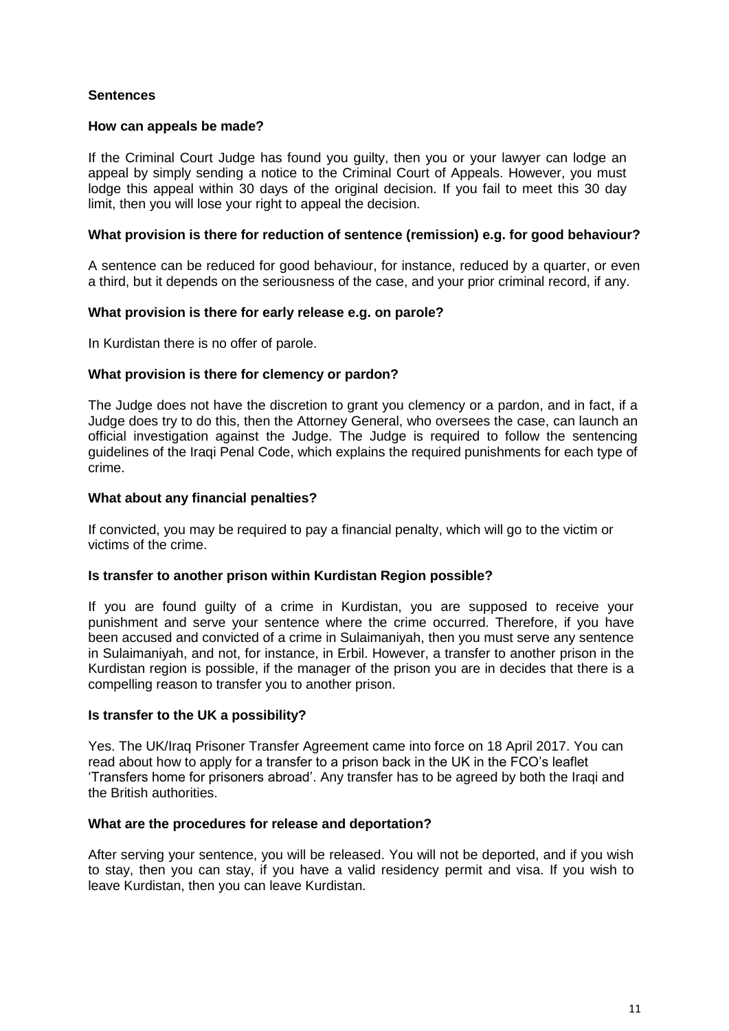## Sentences

### How can appeals be made?

If the Criminal Court Judge has found you guilty, then you or your lawyer can lodge an appeal by simply sending a notice to the Criminal Court of Appeals. However, you must lodge this appeal within 30 days of the original decision. If you fail to meet this 30 day limit, then you will lose your right to appeal the decision.

### What provision is there for reduction of sentence (remission) e.g. for good behaviour?

A sentence can be reduced for good behaviour, for instance, reduced by a quarter, or even a third, but it depends on the seriousness of the case, and your prior criminal record, if any.

### What provision is there for early release e.g. on parole?

In Kurdistan there is no offer of parole.

### What provision is there for clemency or pardon?

The Judge does not have the discretion to grant you clemency or a pardon, and in fact, if a Judge does try to do this, then the Attorney General, who oversees the case, can launch an official investigation against the Judge. The Judge is required to follow the sentencing guidelines of the Iraqi Penal Code, which explains the required punishments for each type of crime.

### What about any financial penalties?

If convicted, you may be required to pay a financial penalty, which will go to the victim or victims of the crime.

### Is transfer to another prison within Kurdistan Region possible?

If you are found guilty of a crime in Kurdistan, you are supposed to receive your punishment and serve your sentence where the crime occurred. Therefore, if you have been accused and convicted of a crime in Sulaimaniyah, then you must serve any sentence in Sulaimaniyah, and not, for instance, in Erbil. However, a transfer to another prison in the Kurdistan region is possible, if the manager of the prison you are in decides that there is a compelling reason to transfer you to another prison.

### Is transfer to the UK a possibility?

Yes. The UK/Iraq Prisoner Transfer Agreement came into force on 18 April 2017. You can read about how to apply for a transfer to a prison back in the UK in the FCO's leaflet 'Transfers home for prisoners abroad'. Any transfer has to be agreed by both the Iraqi and the British authorities.

### What are the procedures for release and deportation?

After serving your sentence, you will be released. You will not be deported, and if you wish to stay, then you can stay, if you have a valid residency permit and visa. If you wish to leave Kurdistan, then you can leave Kurdistan.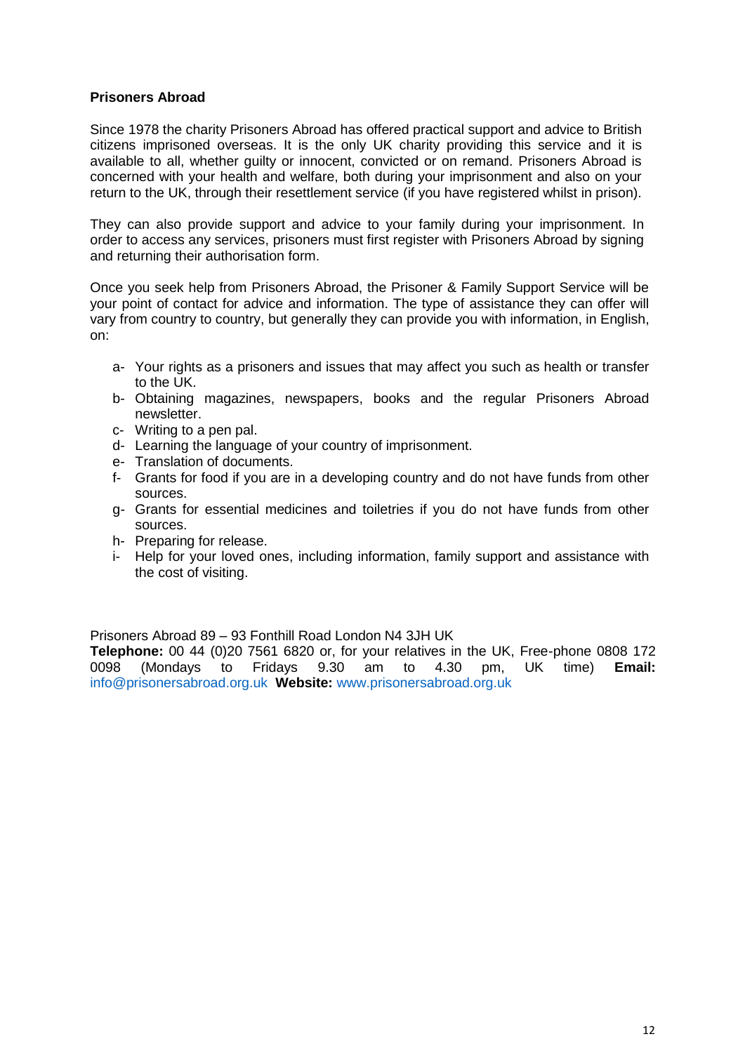**Prisoners Abroad**

Since 1978 the charity Prisoners Abroad has offered practical support and advice to British citizens imprisoned overseas. It is the only UK charity providing this service and it is available to all, whether guilty or innocent, convicted or on remand. Prisoners Abroad is concerned with your health and welfare, both during your imprisonment and also on your return to the UK, through their resettlement service (if you have registered whilst in prison).

They can also provide support and advice to your family during your imprisonment. In order to access any services, prisoners must first register with Prisoners Abroad by signing and returning their authorisation form.

Once you seek help from Prisoners Abroad, the Prisoner & Family Support Service will be your point of contact for advice and information. The type of assistance they can offer will vary from country to country, but generally they can provide you with information, in English, on:

- a- Your rights as a prisoners and issues that may affect you such as health or transfer to the UK.
- b- Obtaining magazines, newspapers, books and the regular Prisoners Abroad newsletter.
- c- Writing to a pen pal.
- d- Learning the language of your country of imprisonment.
- e- Translation of documents.
- f- Grants for food if you are in a developing country and do not have funds from other sources.
- g- Grants for essential medicines and toiletries if you do not have funds from other sources.
- h- Preparing for release.
- i- Help for your loved ones, including information, family support and assistance with the cost of visiting.

Prisoners Abroad 89 – 93 Fonthill Road London N4 3JH UK
**Telephone:** 00 44 (0)20 7561 6820 or, for your relatives in the UK, Free-phone 0808 172 0098 (Mondays to Fridays 9.30 am to 4.30 pm, UK time) **Email:** info@prisonersabroad.org.uk **Website:** www.prisonersabroad.org.uk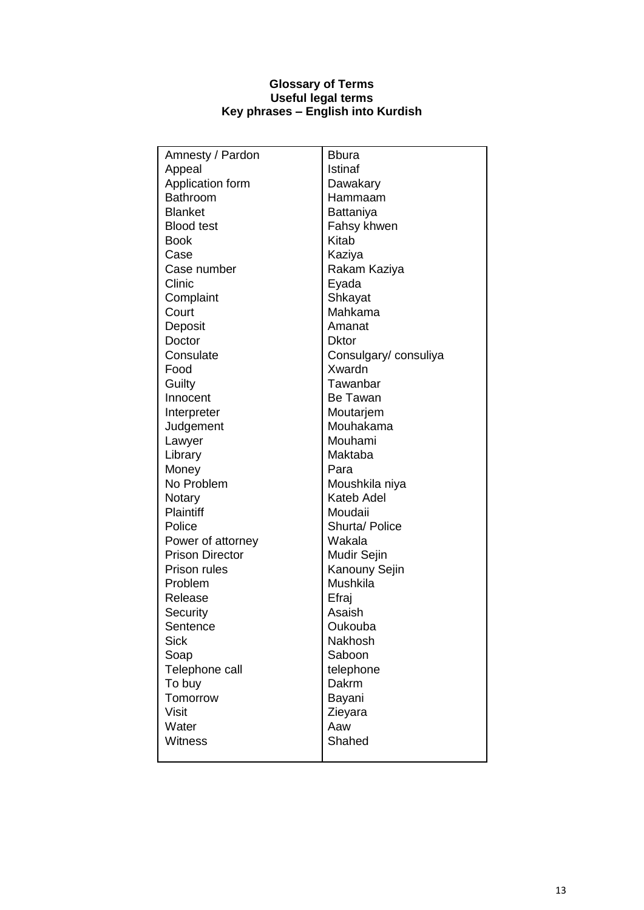**Glossary of Terms**
**Useful legal terms**
**Key phrases – English into Kurdish**

| | |
|---|---|
| Amnesty / Pardon | Bbura |
| Appeal | Istinaf |
| Application form | Dawakary |
| Bathroom | Hammaam |
| Blanket | Battaniya |
| Blood test | Fahsy khwen |
| Book | Kitab |
| Case | Kaziya |
| Case number | Rakam Kaziya |
| Clinic | Eyada |
| Complaint | Shkayat |
| Court | Mahkama |
| Deposit | Amanat |
| Doctor | Dktor |
| Consulate | Consulgary/ consuliya |
| Food | Xwardn |
| Guilty | Tawanbar |
| Innocent | Be Tawan |
| Interpreter | Moutarjem |
| Judgement | Mouhakama |
| Lawyer | Mouhami |
| Library | Maktaba |
| Money | Para |
| No Problem | Moushkila niya |
| Notary | Kateb Adel |
| Plaintiff | Moudaii |
| Police | Shurta/ Police |
| Power of attorney | Wakala |
| Prison Director | Mudir Sejin |
| Prison rules | Kanouny Sejin |
| Problem | Mushkila |
| Release | Efraj |
| Security | Asaish |
| Sentence | Oukouba |
| Sick | Nakhosh |
| Soap | Saboon |
| Telephone call | telephone |
| To buy | Dakrm |
| Tomorrow | Bayani |
| Visit | Zieyara |
| Water | Aaw |
| Witness | Shahed |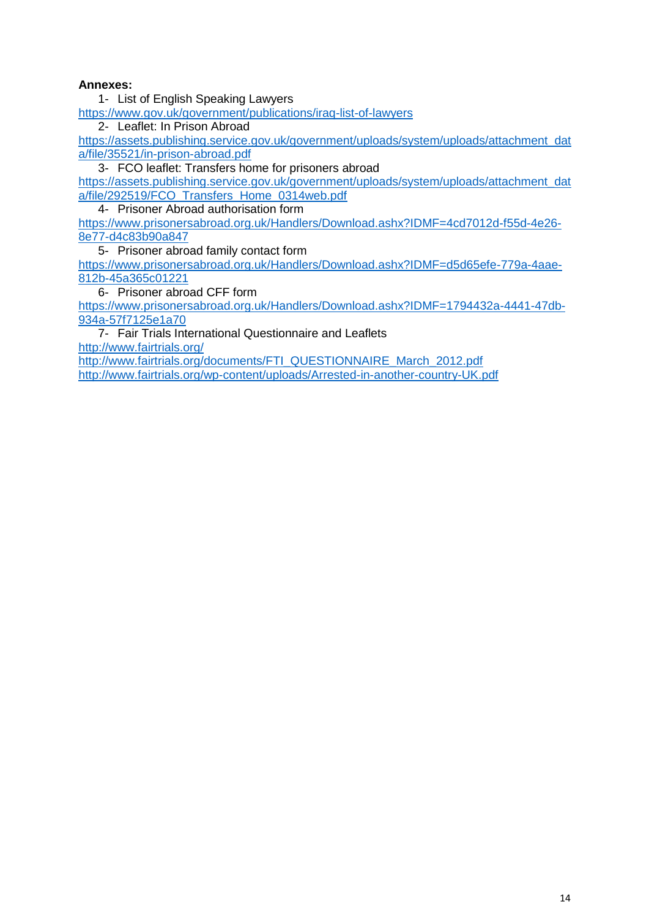**Annexes:**

1- List of English Speaking Lawyers
https://www.gov.uk/government/publications/iraq-list-of-lawyers

2- Leaflet: In Prison Abroad
https://assets.publishing.service.gov.uk/government/uploads/system/uploads/attachment_data/file/35521/in-prison-abroad.pdf

3- FCO leaflet: Transfers home for prisoners abroad
https://assets.publishing.service.gov.uk/government/uploads/system/uploads/attachment_data/file/292519/FCO_Transfers_Home_0314web.pdf

4- Prisoner Abroad authorisation form
https://www.prisonersabroad.org.uk/Handlers/Download.ashx?IDMF=4cd7012d-f55d-4e26-8e77-d4c83b90a847

5- Prisoner abroad family contact form
https://www.prisonersabroad.org.uk/Handlers/Download.ashx?IDMF=d5d65efe-779a-4aae-812b-45a365c01221

6- Prisoner abroad CFF form
https://www.prisonersabroad.org.uk/Handlers/Download.ashx?IDMF=1794432a-4441-47db-934a-57f7125e1a70

7- Fair Trials International Questionnaire and Leaflets
http://www.fairtrials.org/
http://www.fairtrials.org/documents/FTI_QUESTIONNAIRE_March_2012.pdf
http://www.fairtrials.org/wp-content/uploads/Arrested-in-another-country-UK.pdf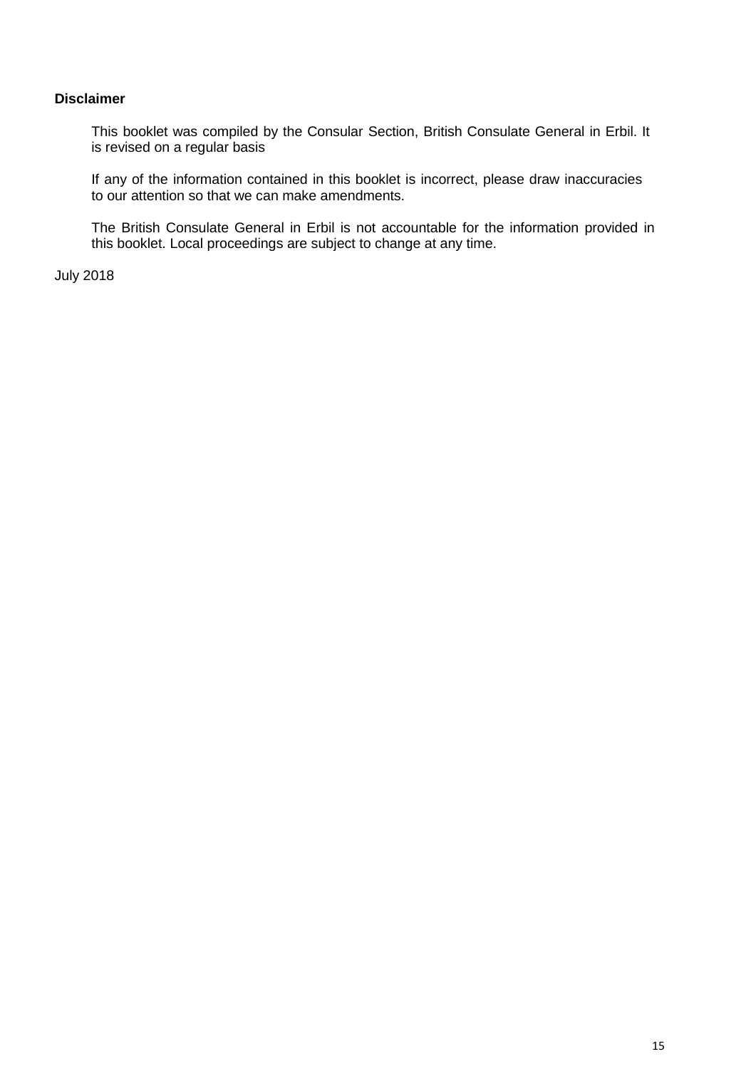**Disclaimer**

This booklet was compiled by the Consular Section, British Consulate General in Erbil. It is revised on a regular basis

If any of the information contained in this booklet is incorrect, please draw inaccuracies to our attention so that we can make amendments.

The British Consulate General in Erbil is not accountable for the information provided in this booklet. Local proceedings are subject to change at any time.

July 2018